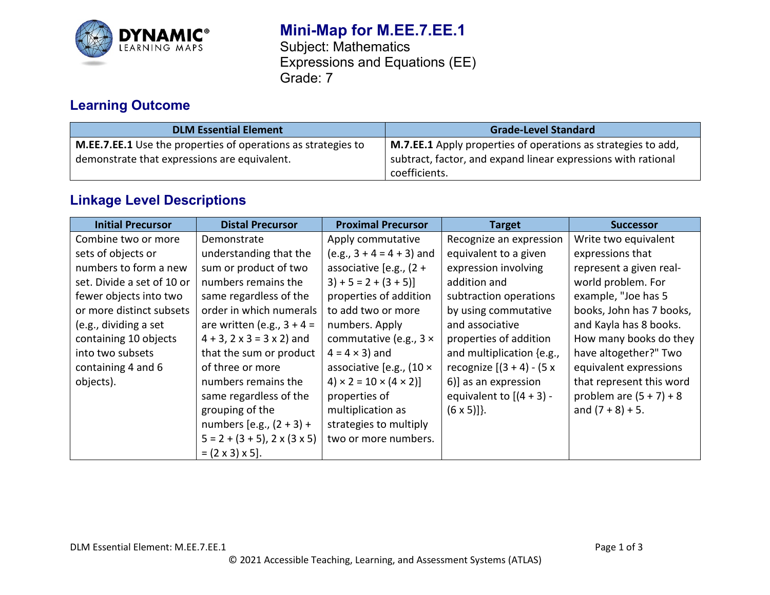# Mini-Map for M.EE.7.EE.1

Subject: Mathematics
Expressions and Equations (EE)
Grade: 7

## Learning Outcome

| DLM Essential Element | Grade-Level Standard |
|---|---|
| **M.EE.7.EE.1** Use the properties of operations as strategies to demonstrate that expressions are equivalent. | **M.7.EE.1** Apply properties of operations as strategies to add, subtract, factor, and expand linear expressions with rational coefficients. |

## Linkage Level Descriptions

| Initial Precursor | Distal Precursor | Proximal Precursor | Target | Successor |
|---|---|---|---|---|
| Combine two or more sets of objects or numbers to form a new set. Divide a set of 10 or fewer objects into two or more distinct subsets (e.g., dividing a set containing 10 objects into two subsets containing 4 and 6 objects). | Demonstrate understanding that the sum or product of two numbers remains the same regardless of the order in which numerals are written (e.g., $3 + 4 = 4 + 3$, $2 \times 3 = 3 \times 2$) and that the sum or product of three or more numbers remains the same regardless of the grouping of the numbers [e.g., $(2 + 3) + 5 = 2 + (3 + 5)$, $2 \times (3 \times 5) = (2 \times 3) \times 5$]. | Apply commutative (e.g., $3 + 4 = 4 + 3$) and associative [e.g., $(2 + 3) + 5 = 2 + (3 + 5)$] properties of addition to add two or more numbers. Apply commutative (e.g., $3 \times 4 = 4 \times 3$) and associative [e.g., $(10 \times 4) \times 2 = 10 \times (4 \times 2)$] properties of multiplication as strategies to multiply two or more numbers. | Recognize an expression equivalent to a given expression involving addition and subtraction operations by using commutative and associative properties of addition and multiplication {e.g., recognize $[(3 + 4) - (5 \times 6)]$ as an expression equivalent to $[(4 + 3) - (6 \times 5)]$}. | Write two equivalent expressions that represent a given real-world problem. For example, "Joe has 5 books, John has 7 books, and Kayla has 8 books. How many books do they have altogether?" Two equivalent expressions that represent this word problem are $(5 + 7) + 8$ and $(7 + 8) + 5$. |

DLM Essential Element: M.EE.7.EE.1

© 2021 Accessible Teaching, Learning, and Assessment Systems (ATLAS)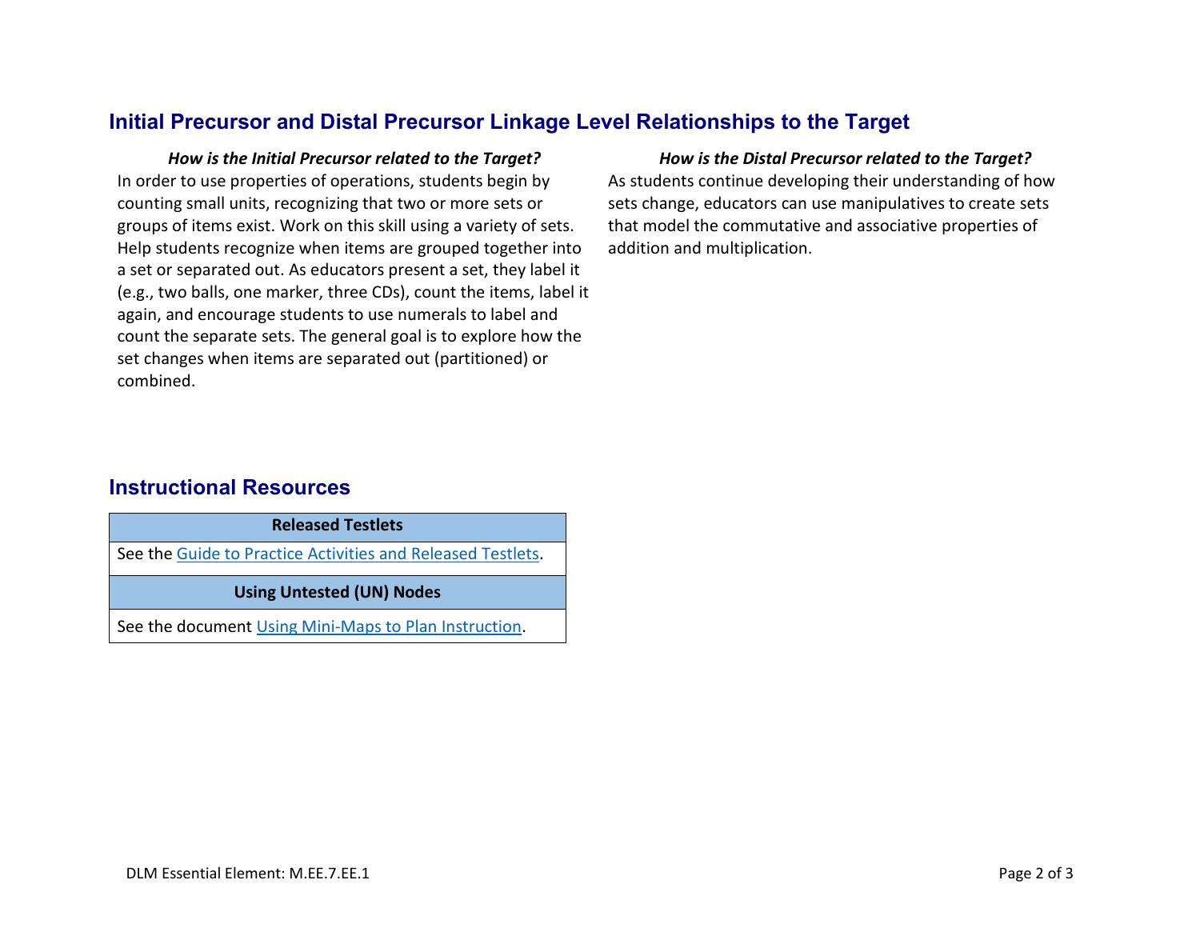## Initial Precursor and Distal Precursor Linkage Level Relationships to the Target

***How is the Initial Precursor related to the Target?***

In order to use properties of operations, students begin by counting small units, recognizing that two or more sets or groups of items exist. Work on this skill using a variety of sets. Help students recognize when items are grouped together into a set or separated out. As educators present a set, they label it (e.g., two balls, one marker, three CDs), count the items, label it again, and encourage students to use numerals to label and count the separate sets. The general goal is to explore how the set changes when items are separated out (partitioned) or combined.

***How is the Distal Precursor related to the Target?***

As students continue developing their understanding of how sets change, educators can use manipulatives to create sets that model the commutative and associative properties of addition and multiplication.

## Instructional Resources

| **Released Testlets** |
|---|
| See the [Guide to Practice Activities and Released Testlets](). |
| **Using Untested (UN) Nodes** |
| See the document [Using Mini-Maps to Plan Instruction](). |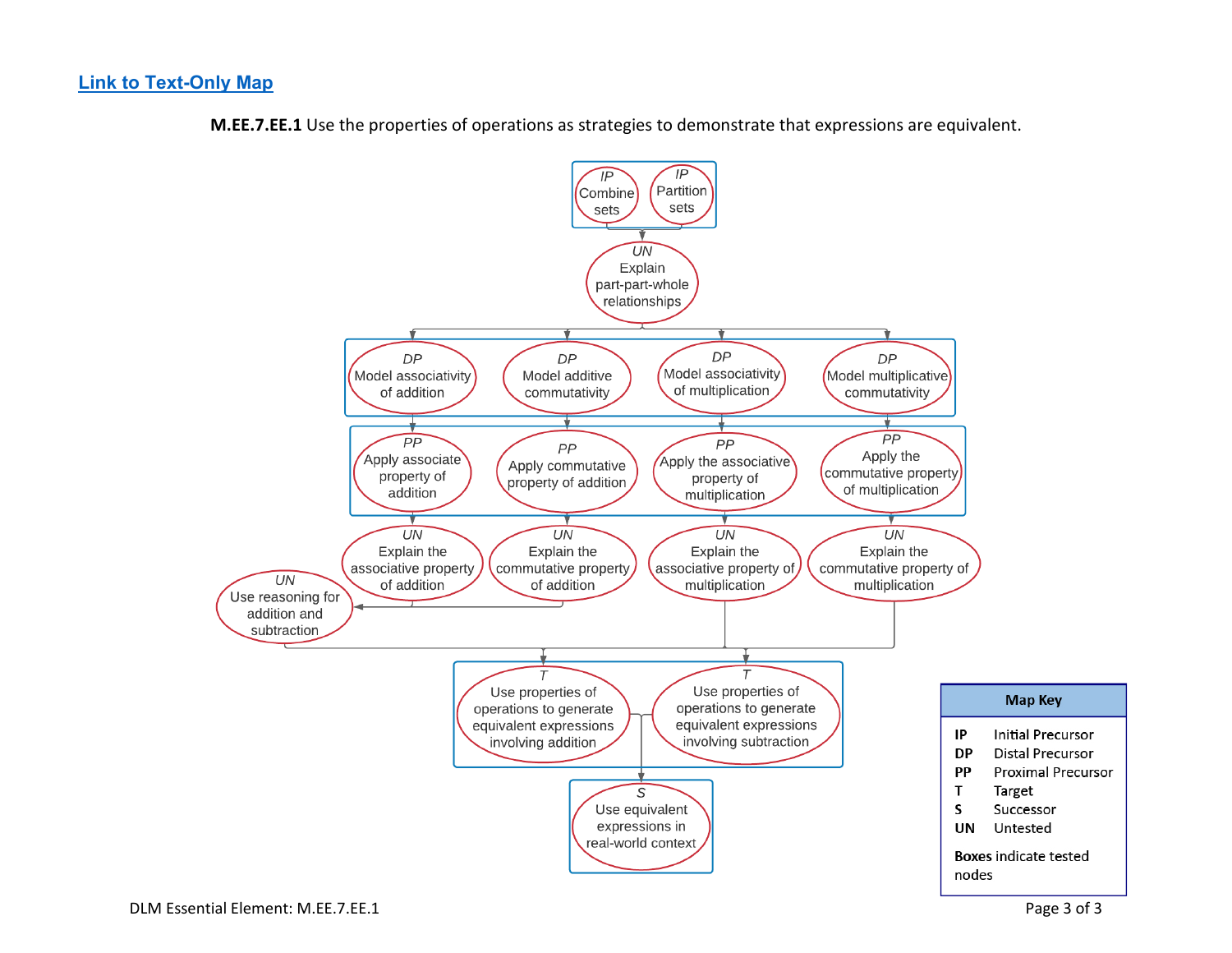[Link to Text-Only Map]

**M.EE.7.EE.1** Use the properties of operations as strategies to demonstrate that expressions are equivalent.

IP
Combine sets

IP
Partition sets

UN
Explain part-part-whole relationships

DP
Model associativity of addition

DP
Model additive commutativity

DP
Model associativity of multiplication

DP
Model multiplicative commutativity

PP
Apply associate property of addition

PP
Apply commutative property of addition

PP
Apply the associative property of multiplication

PP
Apply the commutative property of multiplication

UN
Explain the associative property of addition

UN
Explain the commutative property of addition

UN
Explain the associative property of multiplication

UN
Explain the commutative property of multiplication

UN
Use reasoning for addition and subtraction

T
Use properties of operations to generate equivalent expressions involving addition

T
Use properties of operations to generate equivalent expressions involving subtraction

S
Use equivalent expressions in real-world context

**Map Key**

| | |
|---|---|
| **IP** | Initial Precursor |
| **DP** | Distal Precursor |
| **PP** | Proximal Precursor |
| **T** | Target |
| **S** | Successor |
| **UN** | Untested |

**Boxes** indicate tested nodes

DLM Essential Element: M.EE.7.EE.1